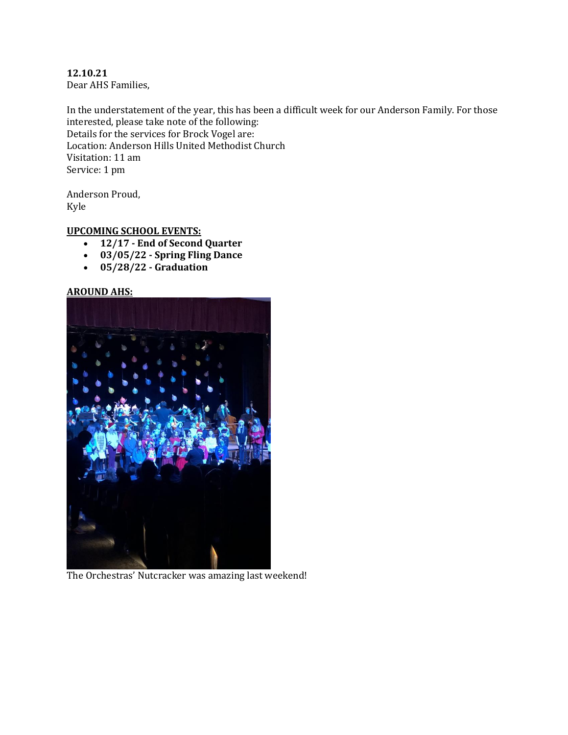**12.10.21**
Dear AHS Families,

In the understatement of the year, this has been a difficult week for our Anderson Family. For those interested, please take note of the following:
Details for the services for Brock Vogel are:
Location: Anderson Hills United Methodist Church
Visitation: 11 am
Service: 1 pm

Anderson Proud,
Kyle

**UPCOMING SCHOOL EVENTS:**

- **12/17 - End of Second Quarter**
- **03/05/22 - Spring Fling Dance**
- **05/28/22 - Graduation**

**AROUND AHS:**

The Orchestras' Nutcracker was amazing last weekend!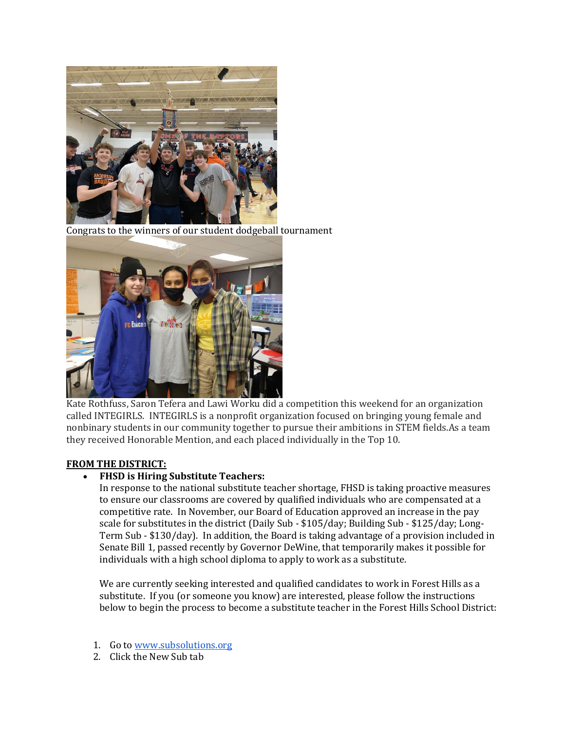Congrats to the winners of our student dodgeball tournament

Kate Rothfuss, Saron Tefera and Lawi Worku did a competition this weekend for an organization called INTEGIRLS. INTEGIRLS is a nonprofit organization focused on bringing young female and nonbinary students in our community together to pursue their ambitions in STEM fields.As a team they received Honorable Mention, and each placed individually in the Top 10.

**FROM THE DISTRICT:**

- **FHSD is Hiring Substitute Teachers:**
  In response to the national substitute teacher shortage, FHSD is taking proactive measures to ensure our classrooms are covered by qualified individuals who are compensated at a competitive rate. In November, our Board of Education approved an increase in the pay scale for substitutes in the district (Daily Sub - $105/day; Building Sub - $125/day; Long-Term Sub - $130/day). In addition, the Board is taking advantage of a provision included in Senate Bill 1, passed recently by Governor DeWine, that temporarily makes it possible for individuals with a high school diploma to apply to work as a substitute.

  We are currently seeking interested and qualified candidates to work in Forest Hills as a substitute. If you (or someone you know) are interested, please follow the instructions below to begin the process to become a substitute teacher in the Forest Hills School District:

1. Go to [www.subsolutions.org](www.subsolutions.org)
2. Click the New Sub tab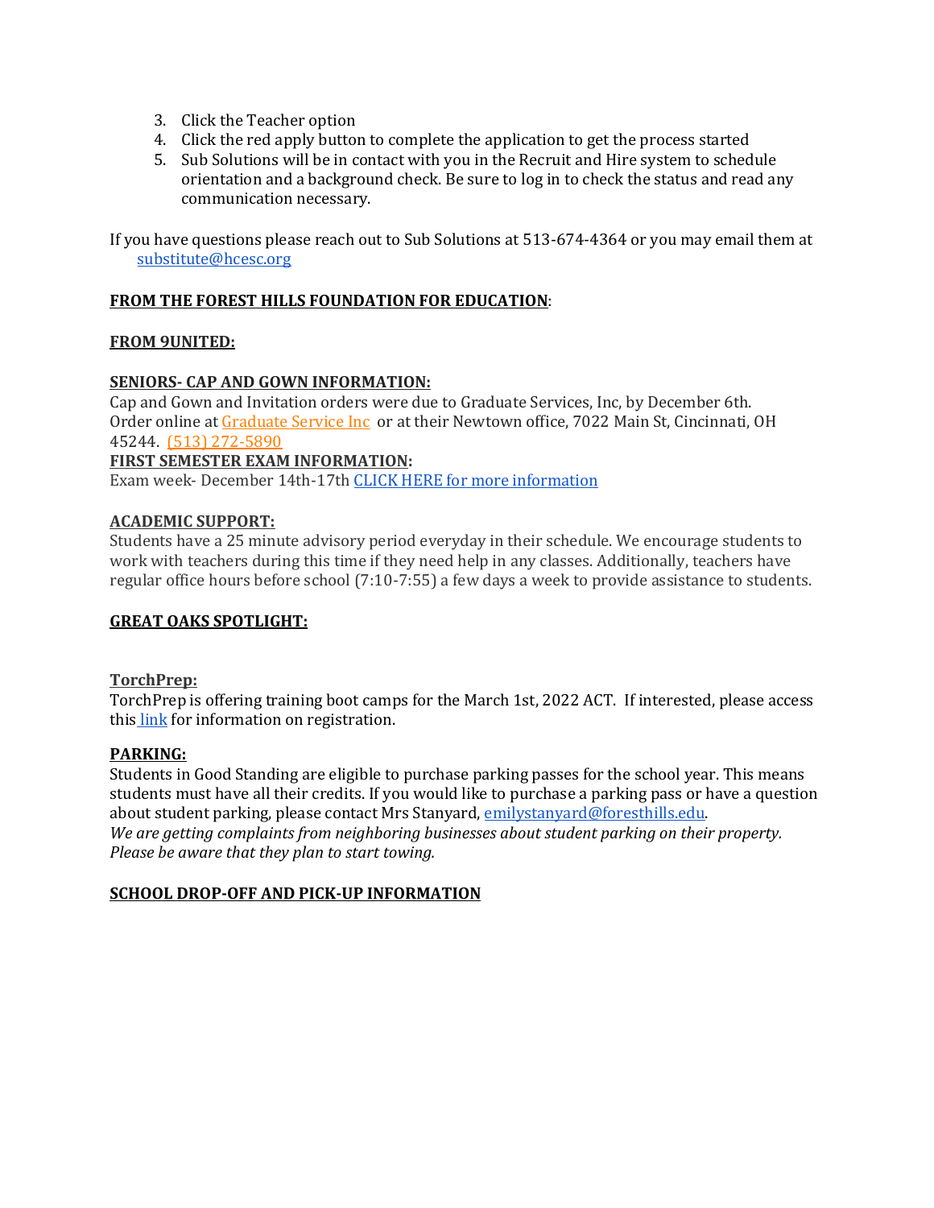3. Click the Teacher option
4. Click the red apply button to complete the application to get the process started
5. Sub Solutions will be in contact with you in the Recruit and Hire system to schedule orientation and a background check. Be sure to log in to check the status and read any communication necessary.

If you have questions please reach out to Sub Solutions at 513-674-4364 or you may email them at substitute@hcesc.org

**FROM THE FOREST HILLS FOUNDATION FOR EDUCATION**:

**FROM 9UNITED:**

**SENIORS- CAP AND GOWN INFORMATION:**

Cap and Gown and Invitation orders were due to Graduate Services, Inc, by December 6th. Order online at Graduate Service Inc or at their Newtown office, 7022 Main St, Cincinnati, OH 45244. (513) 272-5890

**FIRST SEMESTER EXAM INFORMATION:**

Exam week- December 14th-17th CLICK HERE for more information

**ACADEMIC SUPPORT:**

Students have a 25 minute advisory period everyday in their schedule. We encourage students to work with teachers during this time if they need help in any classes. Additionally, teachers have regular office hours before school (7:10-7:55) a few days a week to provide assistance to students.

**GREAT OAKS SPOTLIGHT:**

**TorchPrep:**

TorchPrep is offering training boot camps for the March 1st, 2022 ACT. If interested, please access this link for information on registration.

**PARKING:**

Students in Good Standing are eligible to purchase parking passes for the school year. This means students must have all their credits. If you would like to purchase a parking pass or have a question about student parking, please contact Mrs Stanyard, emilystanyard@foresthills.edu.

*We are getting complaints from neighboring businesses about student parking on their property. Please be aware that they plan to start towing.*

**SCHOOL DROP-OFF AND PICK-UP INFORMATION**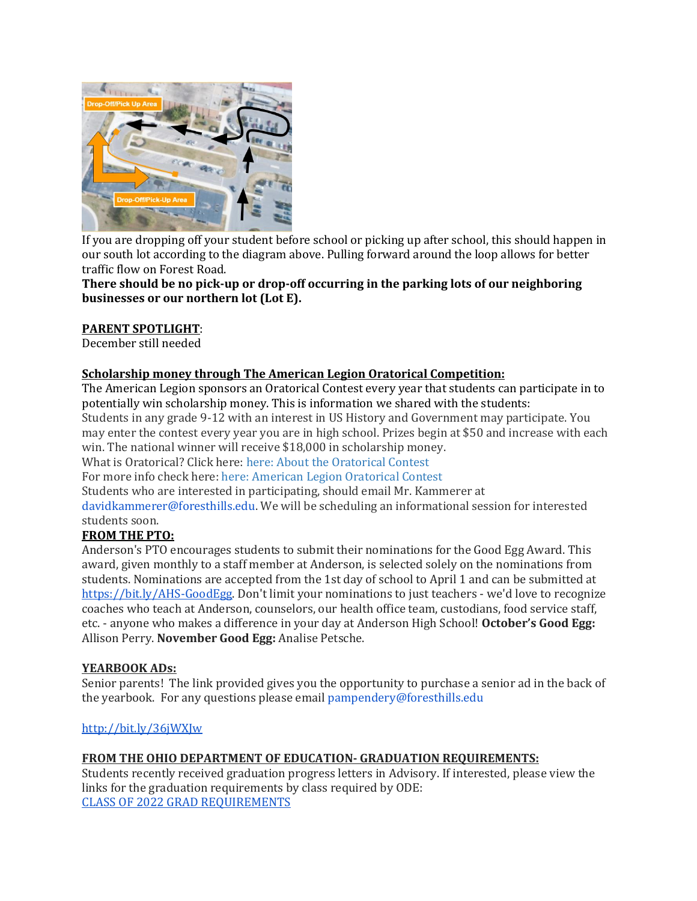If you are dropping off your student before school or picking up after school, this should happen in our south lot according to the diagram above. Pulling forward around the loop allows for better traffic flow on Forest Road.

**There should be no pick-up or drop-off occurring in the parking lots of our neighboring businesses or our northern lot (Lot E).**

**PARENT SPOTLIGHT**:
December still needed

**Scholarship money through The American Legion Oratorical Competition:**

The American Legion sponsors an Oratorical Contest every year that students can participate in to potentially win scholarship money. This is information we shared with the students:

Students in any grade 9-12 with an interest in US History and Government may participate. You may enter the contest every year you are in high school. Prizes begin at $50 and increase with each win. The national winner will receive $18,000 in scholarship money.

What is Oratorical? Click here: here: About the Oratorical Contest

For more info check here: here: American Legion Oratorical Contest

Students who are interested in participating, should email Mr. Kammerer at davidkammerer@foresthills.edu. We will be scheduling an informational session for interested students soon.

**FROM THE PTO:**

Anderson's PTO encourages students to submit their nominations for the Good Egg Award. This award, given monthly to a staff member at Anderson, is selected solely on the nominations from students. Nominations are accepted from the 1st day of school to April 1 and can be submitted at https://bit.ly/AHS-GoodEgg. Don't limit your nominations to just teachers - we'd love to recognize coaches who teach at Anderson, counselors, our health office team, custodians, food service staff, etc. - anyone who makes a difference in your day at Anderson High School! **October's Good Egg:** Allison Perry. **November Good Egg:** Analise Petsche.

**YEARBOOK ADs:**

Senior parents! The link provided gives you the opportunity to purchase a senior ad in the back of the yearbook. For any questions please email pampendery@foresthills.edu

http://bit.ly/36jWXJw

**FROM THE OHIO DEPARTMENT OF EDUCATION- GRADUATION REQUIREMENTS:**

Students recently received graduation progress letters in Advisory. If interested, please view the links for the graduation requirements by class required by ODE:

CLASS OF 2022 GRAD REQUIREMENTS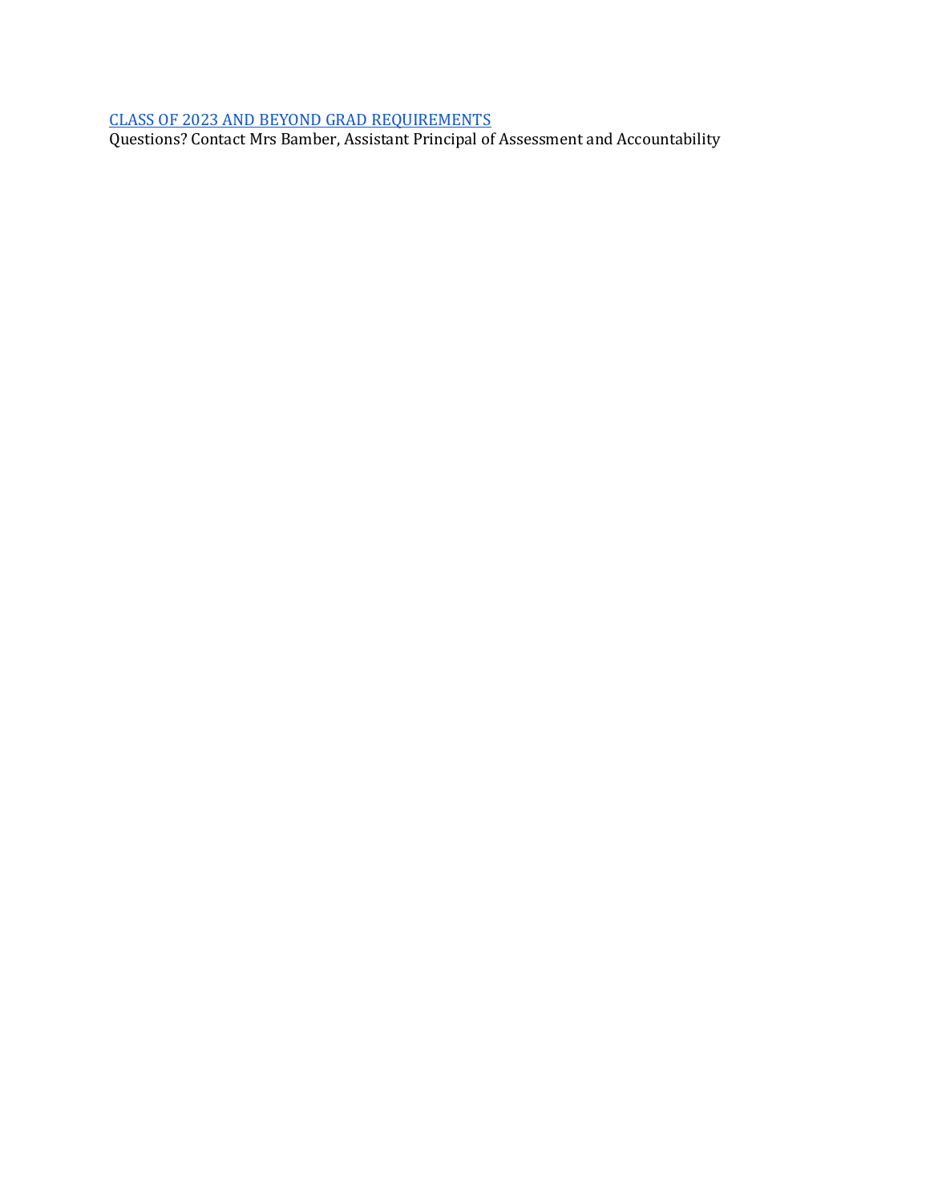[CLASS OF 2023 AND BEYOND GRAD REQUIREMENTS]

Questions? Contact Mrs Bamber, Assistant Principal of Assessment and Accountability